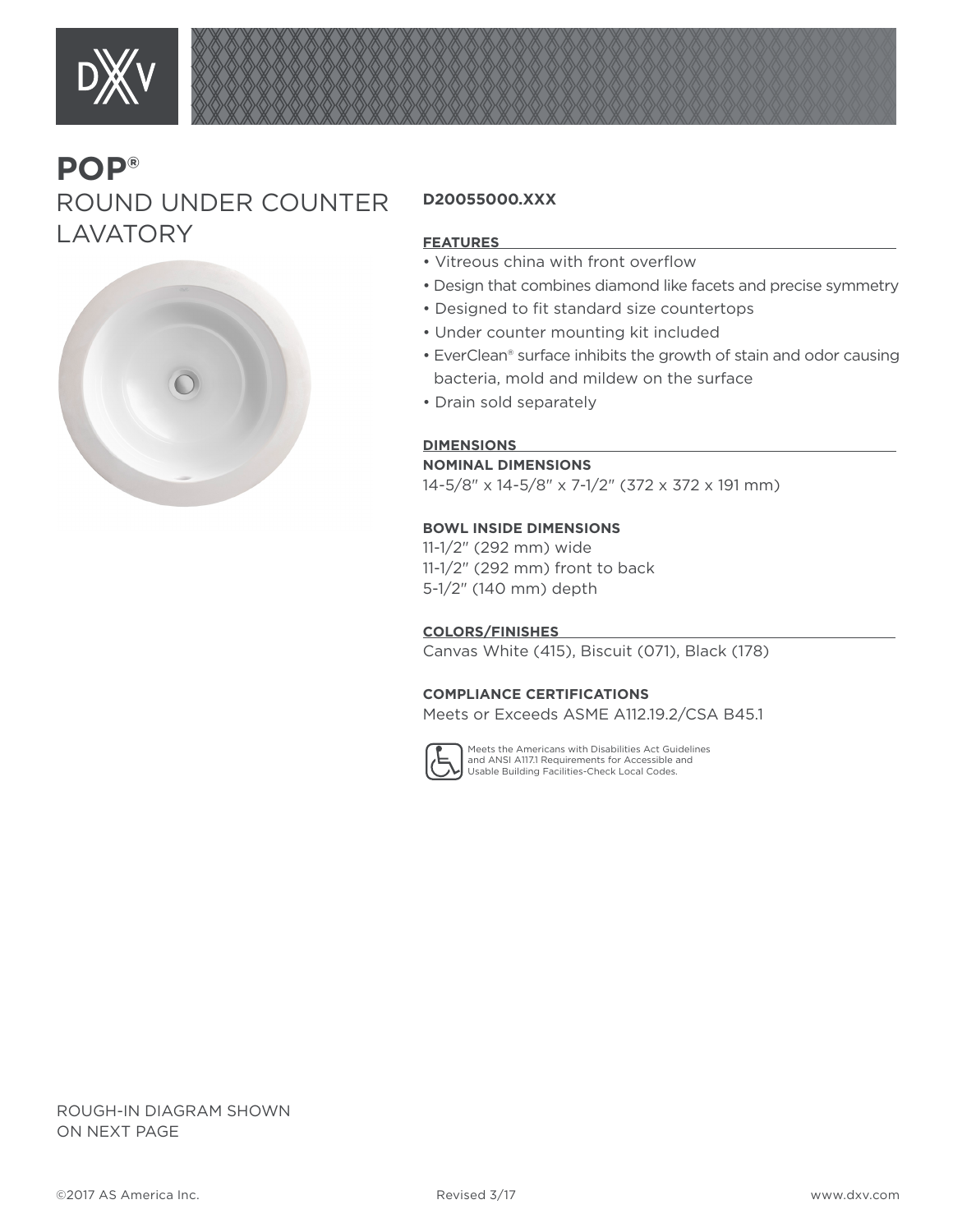# POP®

## ROUND UNDER COUNTER LAVATORY

**D20055000.XXX**

### FEATURES

- Vitreous china with front overflow
- Design that combines diamond like facets and precise symmetry
- Designed to fit standard size countertops
- Under counter mounting kit included
- EverClean® surface inhibits the growth of stain and odor causing bacteria, mold and mildew on the surface
- Drain sold separately

### DIMENSIONS

**NOMINAL DIMENSIONS**

14-5/8" x 14-5/8" x 7-1/2" (372 x 372 x 191 mm)

**BOWL INSIDE DIMENSIONS**

11-1/2" (292 mm) wide
11-1/2" (292 mm) front to back
5-1/2" (140 mm) depth

### COLORS/FINISHES

Canvas White (415), Biscuit (071), Black (178)

**COMPLIANCE CERTIFICATIONS**

Meets or Exceeds ASME A112.19.2/CSA B45.1

Meets the Americans with Disabilities Act Guidelines and ANSI A117.1 Requirements for Accessible and Usable Building Facilities-Check Local Codes.

ROUGH-IN DIAGRAM SHOWN ON NEXT PAGE

©2017 AS America Inc. Revised 3/17 www.dxv.com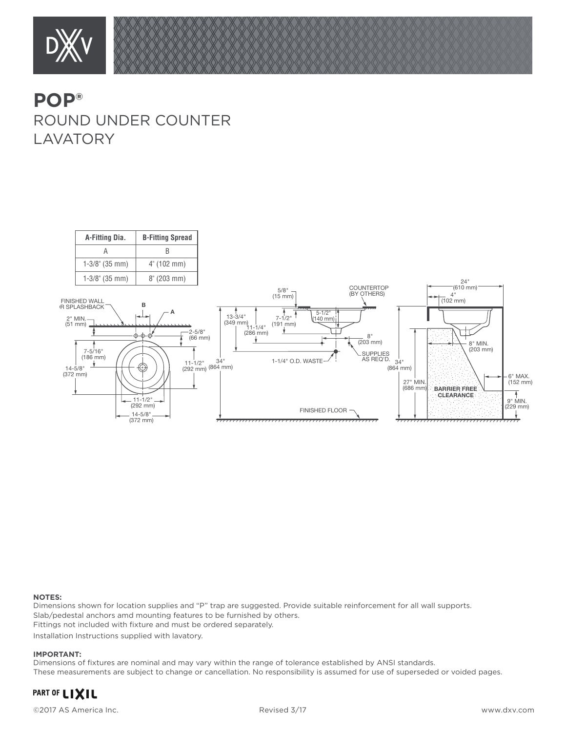# POP®

## ROUND UNDER COUNTER LAVATORY

| A-Fitting Dia. | B-Fitting Spread |
|---|---|
| A | B |
| 1-3/8" (35 mm) | 4" (102 mm) |
| 1-3/8" (35 mm) | 8" (203 mm) |

FINISHED WALL OR SPLASHBACK
B
A
2" MIN. (51 mm)
2-5/8" (66 mm)
7-5/16" (186 mm)
14-5/8" (372 mm)
11-1/2" (292 mm)
11-1/2" (292 mm)
14-5/8" (372 mm)

5/8" (15 mm)
COUNTERTOP (BY OTHERS)
13-3/4" (349 mm)
7-1/2" (191 mm)
5-1/2" (140 mm)
11-1/4" (286 mm)
8" (203 mm)
SUPPLIES AS REQ'D.
1-1/4" O.D. WASTE
34" (864 mm)
FINISHED FLOOR

24" (610 mm)
4" (102 mm)
8" MIN. (203 mm)
34" (864 mm)
27" MIN. (686 mm)
BARRIER FREE CLEARANCE
6" MAX. (152 mm)
9" MIN. (229 mm)

**NOTES:**

Dimensions shown for location supplies and "P" trap are suggested. Provide suitable reinforcement for all wall supports.
Slab/pedestal anchors amd mounting features to be furnished by others.
Fittings not included with fixture and must be ordered separately.
Installation Instructions supplied with lavatory.

**IMPORTANT:**

Dimensions of fixtures are nominal and may vary within the range of tolerance established by ANSI standards.
These measurements are subject to change or cancellation. No responsibility is assumed for use of superseded or voided pages.

PART OF LIXIL

©2017 AS America Inc. Revised 3/17 www.dxv.com